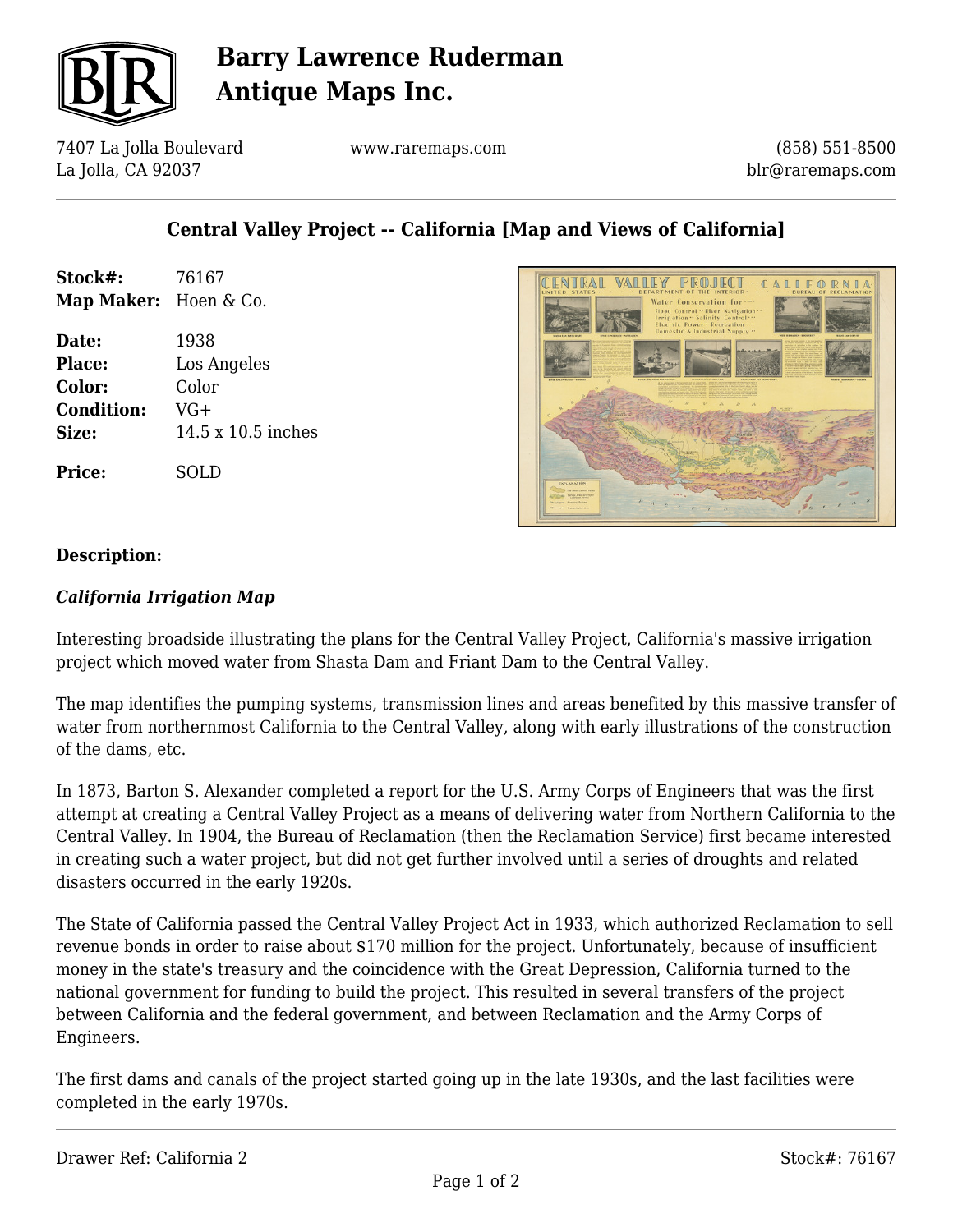# Barry Lawrence Ruderman Antique Maps Inc.

7407 La Jolla Boulevard
La Jolla, CA 92037

www.raremaps.com

(858) 551-8500
blr@raremaps.com

## Central Valley Project -- California [Map and Views of California]

| | |
|---|---|
| **Stock#:** | 76167 |
| **Map Maker:** | Hoen & Co. |
| **Date:** | 1938 |
| **Place:** | Los Angeles |
| **Color:** | Color |
| **Condition:** | VG+ |
| **Size:** | 14.5 x 10.5 inches |
| **Price:** | SOLD |

**Description:**

***California Irrigation Map***

Interesting broadside illustrating the plans for the Central Valley Project, California's massive irrigation project which moved water from Shasta Dam and Friant Dam to the Central Valley.

The map identifies the pumping systems, transmission lines and areas benefited by this massive transfer of water from northernmost California to the Central Valley, along with early illustrations of the construction of the dams, etc.

In 1873, Barton S. Alexander completed a report for the U.S. Army Corps of Engineers that was the first attempt at creating a Central Valley Project as a means of delivering water from Northern California to the Central Valley. In 1904, the Bureau of Reclamation (then the Reclamation Service) first became interested in creating such a water project, but did not get further involved until a series of droughts and related disasters occurred in the early 1920s.

The State of California passed the Central Valley Project Act in 1933, which authorized Reclamation to sell revenue bonds in order to raise about $170 million for the project. Unfortunately, because of insufficient money in the state's treasury and the coincidence with the Great Depression, California turned to the national government for funding to build the project. This resulted in several transfers of the project between California and the federal government, and between Reclamation and the Army Corps of Engineers.

The first dams and canals of the project started going up in the late 1930s, and the last facilities were completed in the early 1970s.

Drawer Ref: California 2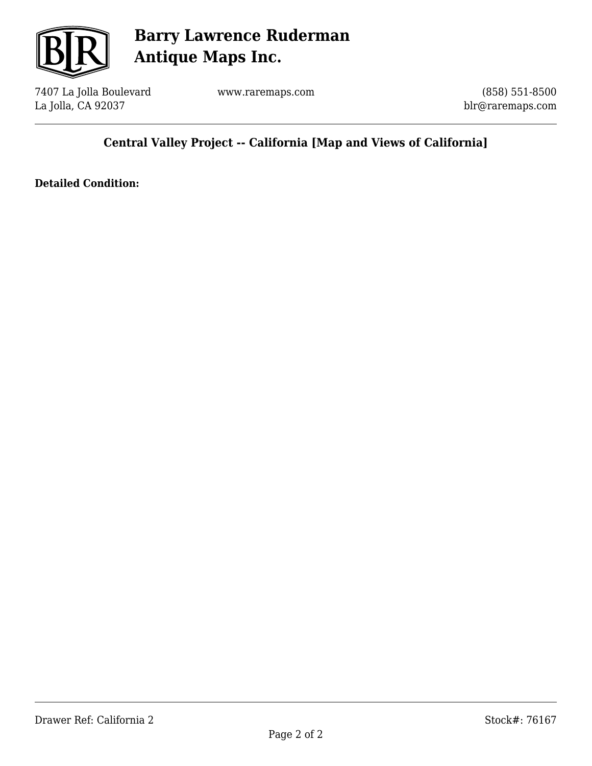**Detailed Condition:**